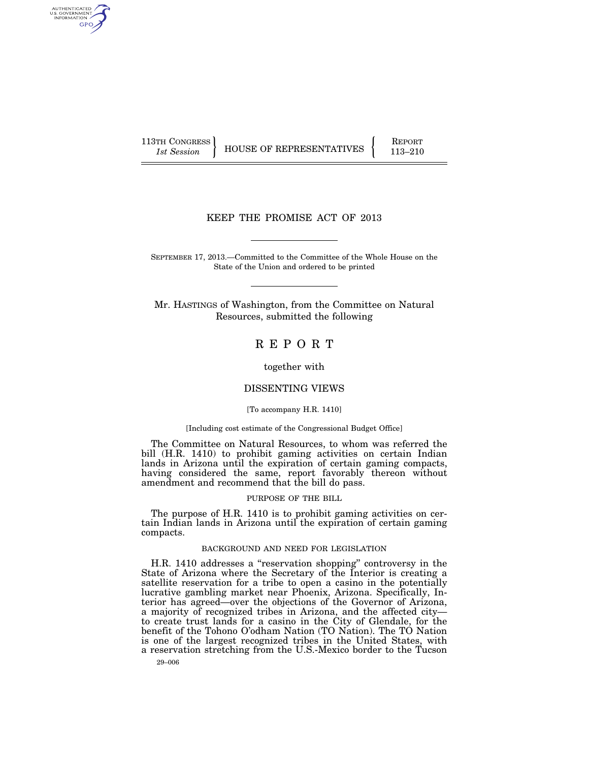113TH CONGRESS
*1st Session*

HOUSE OF REPRESENTATIVES

REPORT
113–210

# KEEP THE PROMISE ACT OF 2013

SEPTEMBER 17, 2013.—Committed to the Committee of the Whole House on the State of the Union and ordered to be printed

Mr. HASTINGS of Washington, from the Committee on Natural Resources, submitted the following

# REPORT

together with

## DISSENTING VIEWS

[To accompany H.R. 1410]

[Including cost estimate of the Congressional Budget Office]

The Committee on Natural Resources, to whom was referred the bill (H.R. 1410) to prohibit gaming activities on certain Indian lands in Arizona until the expiration of certain gaming compacts, having considered the same, report favorably thereon without amendment and recommend that the bill do pass.

### PURPOSE OF THE BILL

The purpose of H.R. 1410 is to prohibit gaming activities on certain Indian lands in Arizona until the expiration of certain gaming compacts.

### BACKGROUND AND NEED FOR LEGISLATION

H.R. 1410 addresses a "reservation shopping" controversy in the State of Arizona where the Secretary of the Interior is creating a satellite reservation for a tribe to open a casino in the potentially lucrative gambling market near Phoenix, Arizona. Specifically, Interior has agreed—over the objections of the Governor of Arizona, a majority of recognized tribes in Arizona, and the affected city—to create trust lands for a casino in the City of Glendale, for the benefit of the Tohono O'odham Nation (TO Nation). The TO Nation is one of the largest recognized tribes in the United States, with a reservation stretching from the U.S.-Mexico border to the Tucson

29–006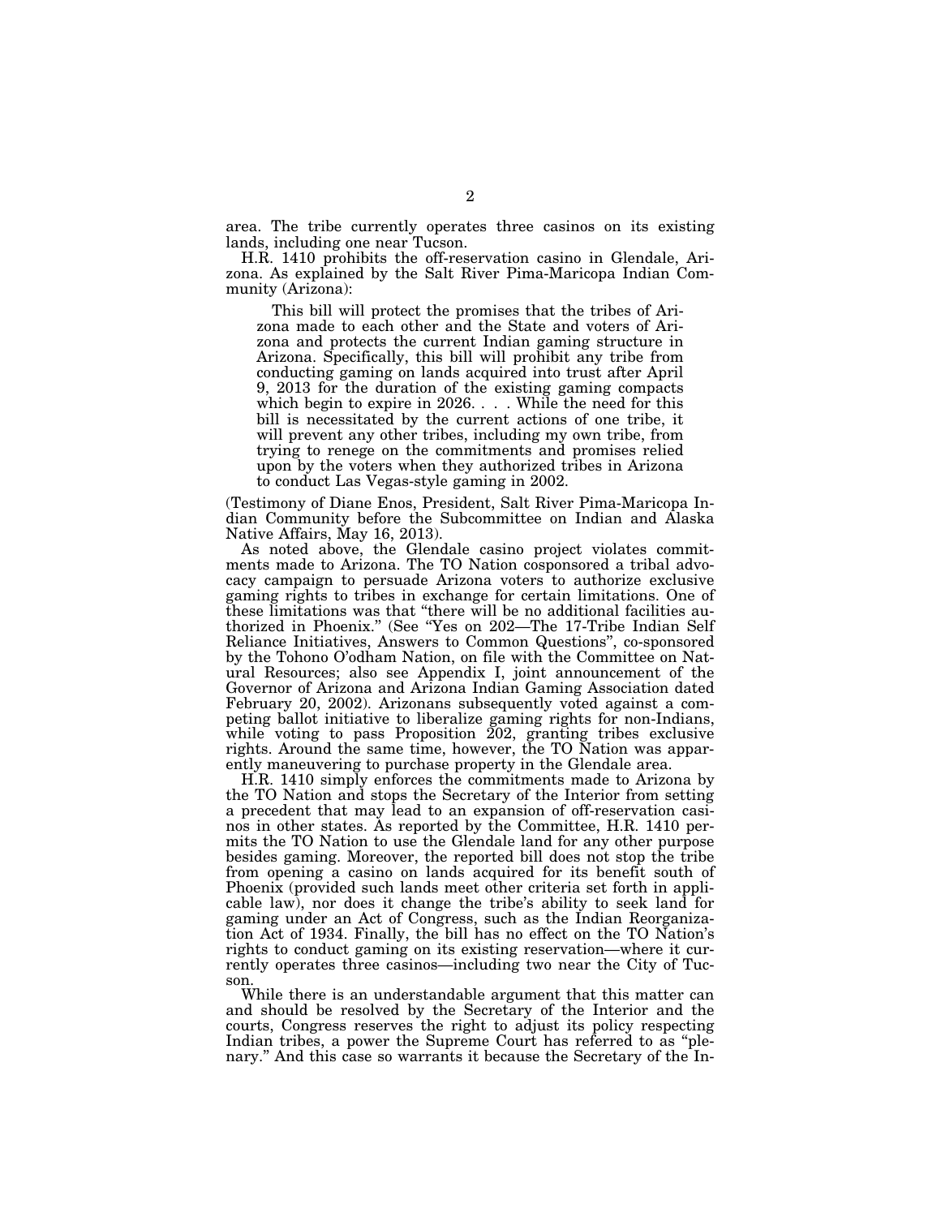area. The tribe currently operates three casinos on its existing lands, including one near Tucson.

H.R. 1410 prohibits the off-reservation casino in Glendale, Arizona. As explained by the Salt River Pima-Maricopa Indian Community (Arizona):

> This bill will protect the promises that the tribes of Arizona made to each other and the State and voters of Arizona and protects the current Indian gaming structure in Arizona. Specifically, this bill will prohibit any tribe from conducting gaming on lands acquired into trust after April 9, 2013 for the duration of the existing gaming compacts which begin to expire in 2026. . . . While the need for this bill is necessitated by the current actions of one tribe, it will prevent any other tribes, including my own tribe, from trying to renege on the commitments and promises relied upon by the voters when they authorized tribes in Arizona to conduct Las Vegas-style gaming in 2002.

(Testimony of Diane Enos, President, Salt River Pima-Maricopa Indian Community before the Subcommittee on Indian and Alaska Native Affairs, May 16, 2013).

As noted above, the Glendale casino project violates commitments made to Arizona. The TO Nation cosponsored a tribal advocacy campaign to persuade Arizona voters to authorize exclusive gaming rights to tribes in exchange for certain limitations. One of these limitations was that "there will be no additional facilities authorized in Phoenix." (See "Yes on 202—The 17-Tribe Indian Self Reliance Initiatives, Answers to Common Questions", co-sponsored by the Tohono O'odham Nation, on file with the Committee on Natural Resources; also see Appendix I, joint announcement of the Governor of Arizona and Arizona Indian Gaming Association dated February 20, 2002). Arizonans subsequently voted against a competing ballot initiative to liberalize gaming rights for non-Indians, while voting to pass Proposition 202, granting tribes exclusive rights. Around the same time, however, the TO Nation was apparently maneuvering to purchase property in the Glendale area.

H.R. 1410 simply enforces the commitments made to Arizona by the TO Nation and stops the Secretary of the Interior from setting a precedent that may lead to an expansion of off-reservation casinos in other states. As reported by the Committee, H.R. 1410 permits the TO Nation to use the Glendale land for any other purpose besides gaming. Moreover, the reported bill does not stop the tribe from opening a casino on lands acquired for its benefit south of Phoenix (provided such lands meet other criteria set forth in applicable law), nor does it change the tribe's ability to seek land for gaming under an Act of Congress, such as the Indian Reorganization Act of 1934. Finally, the bill has no effect on the TO Nation's rights to conduct gaming on its existing reservation—where it currently operates three casinos—including two near the City of Tucson.

While there is an understandable argument that this matter can and should be resolved by the Secretary of the Interior and the courts, Congress reserves the right to adjust its policy respecting Indian tribes, a power the Supreme Court has referred to as "plenary." And this case so warrants it because the Secretary of the In-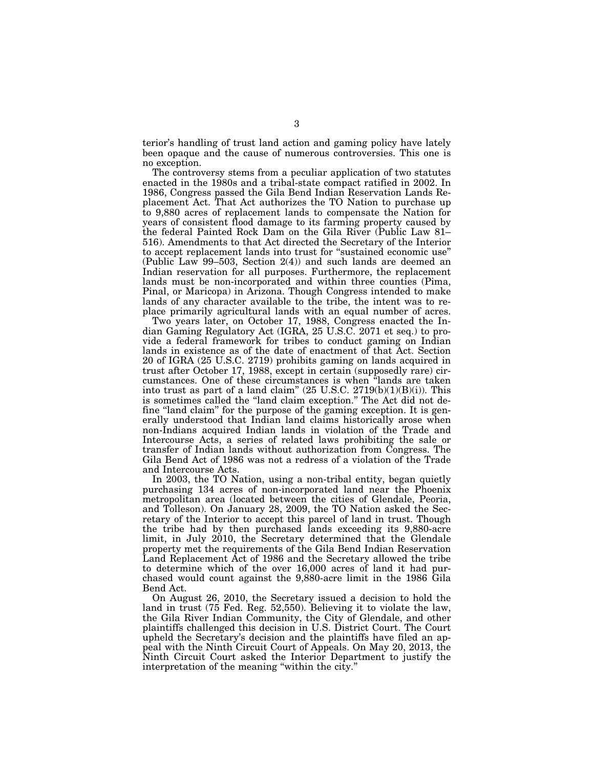terior's handling of trust land action and gaming policy have lately been opaque and the cause of numerous controversies. This one is no exception.

The controversy stems from a peculiar application of two statutes enacted in the 1980s and a tribal-state compact ratified in 2002. In 1986, Congress passed the Gila Bend Indian Reservation Lands Replacement Act. That Act authorizes the TO Nation to purchase up to 9,880 acres of replacement lands to compensate the Nation for years of consistent flood damage to its farming property caused by the federal Painted Rock Dam on the Gila River (Public Law 81–516). Amendments to that Act directed the Secretary of the Interior to accept replacement lands into trust for "sustained economic use" (Public Law 99–503, Section 2(4)) and such lands are deemed an Indian reservation for all purposes. Furthermore, the replacement lands must be non-incorporated and within three counties (Pima, Pinal, or Maricopa) in Arizona. Though Congress intended to make lands of any character available to the tribe, the intent was to replace primarily agricultural lands with an equal number of acres.

Two years later, on October 17, 1988, Congress enacted the Indian Gaming Regulatory Act (IGRA, 25 U.S.C. 2071 et seq.) to provide a federal framework for tribes to conduct gaming on Indian lands in existence as of the date of enactment of that Act. Section 20 of IGRA (25 U.S.C. 2719) prohibits gaming on lands acquired in trust after October 17, 1988, except in certain (supposedly rare) circumstances. One of these circumstances is when "lands are taken into trust as part of a land claim" (25 U.S.C. 2719(b)(1)(B)(i)). This is sometimes called the "land claim exception." The Act did not define "land claim" for the purpose of the gaming exception. It is generally understood that Indian land claims historically arose when non-Indians acquired Indian lands in violation of the Trade and Intercourse Acts, a series of related laws prohibiting the sale or transfer of Indian lands without authorization from Congress. The Gila Bend Act of 1986 was not a redress of a violation of the Trade and Intercourse Acts.

In 2003, the TO Nation, using a non-tribal entity, began quietly purchasing 134 acres of non-incorporated land near the Phoenix metropolitan area (located between the cities of Glendale, Peoria, and Tolleson). On January 28, 2009, the TO Nation asked the Secretary of the Interior to accept this parcel of land in trust. Though the tribe had by then purchased lands exceeding its 9,880-acre limit, in July 2010, the Secretary determined that the Glendale property met the requirements of the Gila Bend Indian Reservation Land Replacement Act of 1986 and the Secretary allowed the tribe to determine which of the over 16,000 acres of land it had purchased would count against the 9,880-acre limit in the 1986 Gila Bend Act.

On August 26, 2010, the Secretary issued a decision to hold the land in trust (75 Fed. Reg. 52,550). Believing it to violate the law, the Gila River Indian Community, the City of Glendale, and other plaintiffs challenged this decision in U.S. District Court. The Court upheld the Secretary's decision and the plaintiffs have filed an appeal with the Ninth Circuit Court of Appeals. On May 20, 2013, the Ninth Circuit Court asked the Interior Department to justify the interpretation of the meaning "within the city."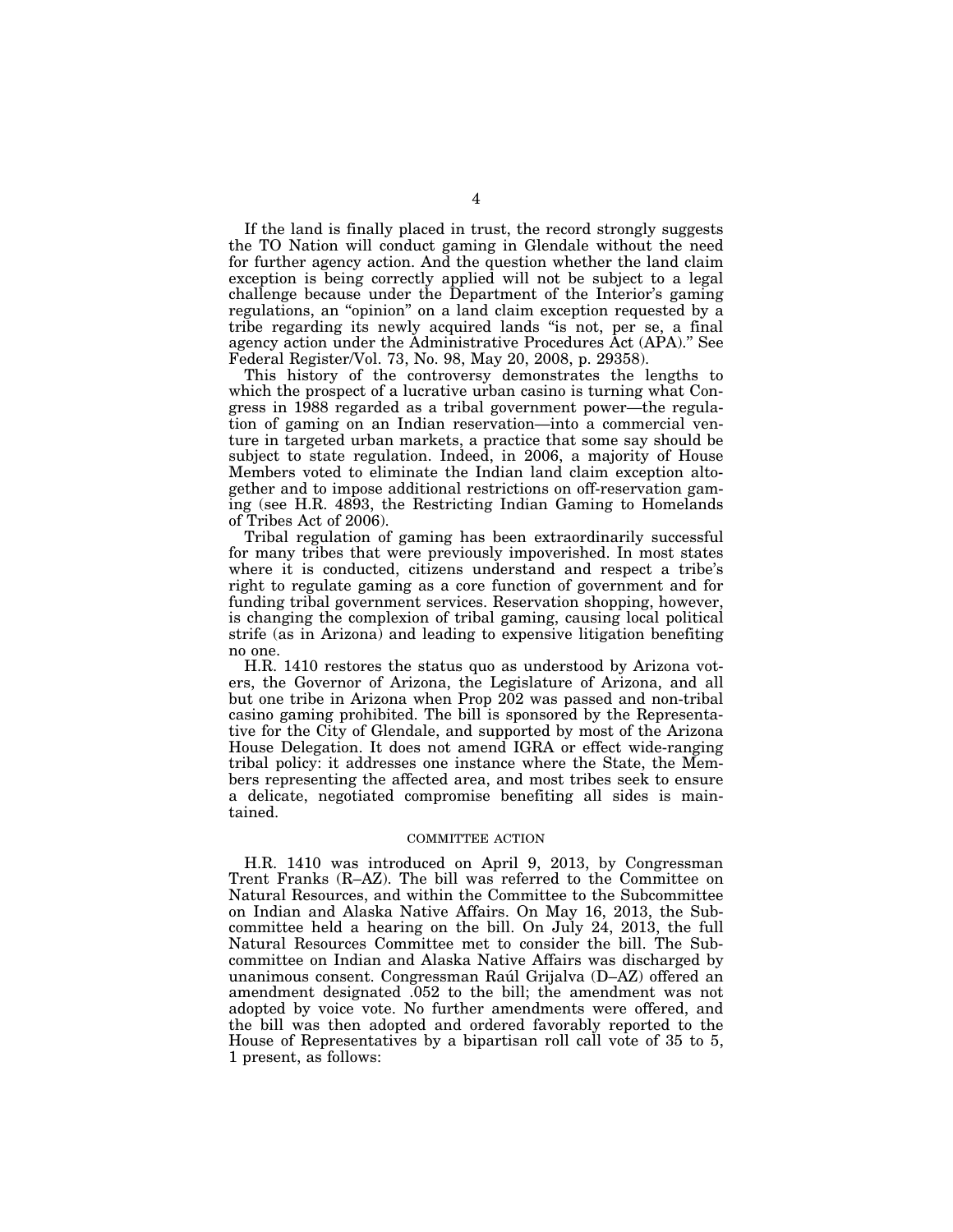If the land is finally placed in trust, the record strongly suggests the TO Nation will conduct gaming in Glendale without the need for further agency action. And the question whether the land claim exception is being correctly applied will not be subject to a legal challenge because under the Department of the Interior's gaming regulations, an "opinion" on a land claim exception requested by a tribe regarding its newly acquired lands "is not, per se, a final agency action under the Administrative Procedures Act (APA)." See Federal Register/Vol. 73, No. 98, May 20, 2008, p. 29358).

This history of the controversy demonstrates the lengths to which the prospect of a lucrative urban casino is turning what Congress in 1988 regarded as a tribal government power—the regulation of gaming on an Indian reservation—into a commercial venture in targeted urban markets, a practice that some say should be subject to state regulation. Indeed, in 2006, a majority of House Members voted to eliminate the Indian land claim exception altogether and to impose additional restrictions on off-reservation gaming (see H.R. 4893, the Restricting Indian Gaming to Homelands of Tribes Act of 2006).

Tribal regulation of gaming has been extraordinarily successful for many tribes that were previously impoverished. In most states where it is conducted, citizens understand and respect a tribe's right to regulate gaming as a core function of government and for funding tribal government services. Reservation shopping, however, is changing the complexion of tribal gaming, causing local political strife (as in Arizona) and leading to expensive litigation benefiting no one.

H.R. 1410 restores the status quo as understood by Arizona voters, the Governor of Arizona, the Legislature of Arizona, and all but one tribe in Arizona when Prop 202 was passed and non-tribal casino gaming prohibited. The bill is sponsored by the Representative for the City of Glendale, and supported by most of the Arizona House Delegation. It does not amend IGRA or effect wide-ranging tribal policy: it addresses one instance where the State, the Members representing the affected area, and most tribes seek to ensure a delicate, negotiated compromise benefiting all sides is maintained.

## COMMITTEE ACTION

H.R. 1410 was introduced on April 9, 2013, by Congressman Trent Franks (R–AZ). The bill was referred to the Committee on Natural Resources, and within the Committee to the Subcommittee on Indian and Alaska Native Affairs. On May 16, 2013, the Subcommittee held a hearing on the bill. On July 24, 2013, the full Natural Resources Committee met to consider the bill. The Subcommittee on Indian and Alaska Native Affairs was discharged by unanimous consent. Congressman Raúl Grijalva (D–AZ) offered an amendment designated .052 to the bill; the amendment was not adopted by voice vote. No further amendments were offered, and the bill was then adopted and ordered favorably reported to the House of Representatives by a bipartisan roll call vote of 35 to 5, 1 present, as follows: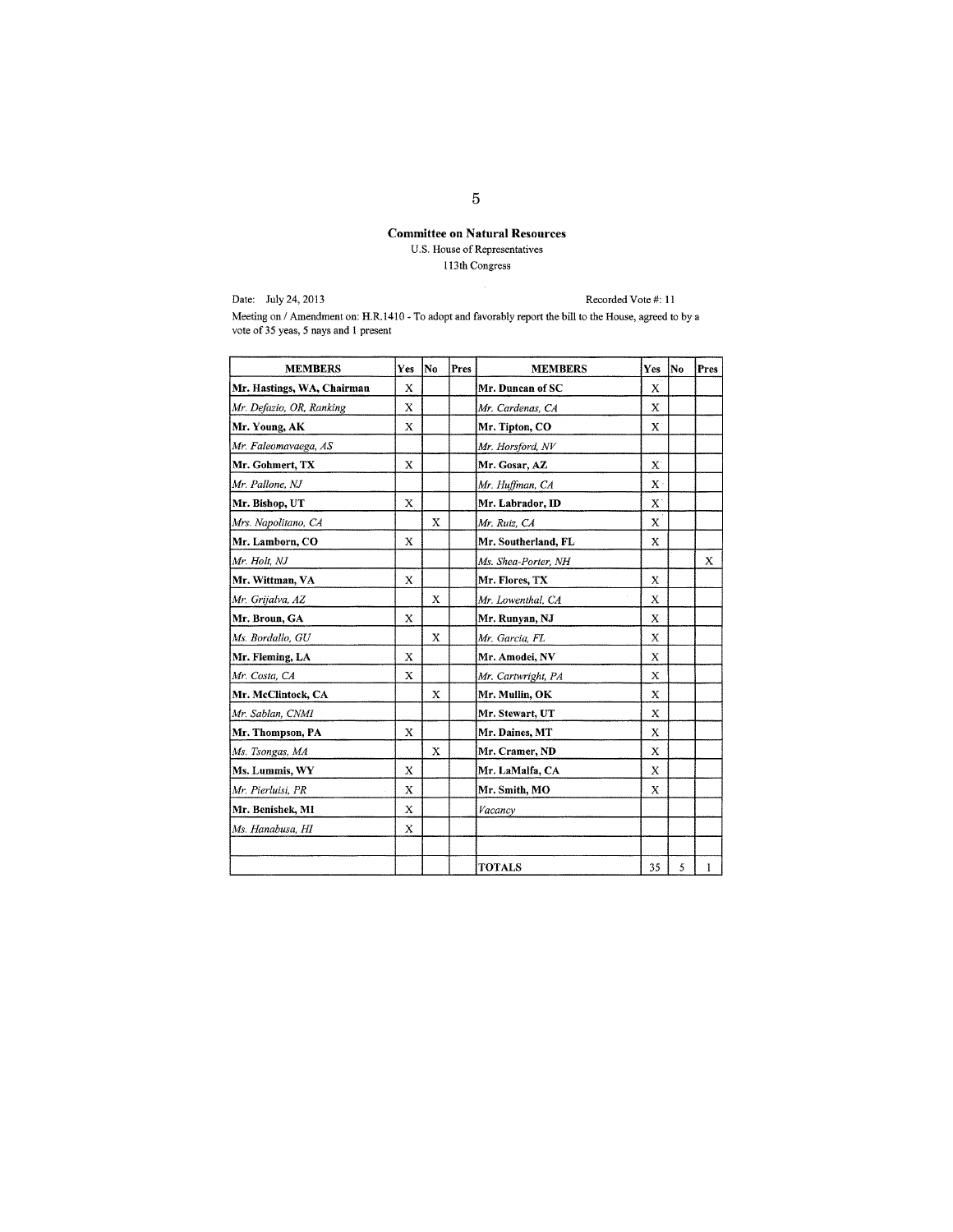**Committee on Natural Resources**

U.S. House of Representatives

113th Congress

Date: July 24, 2013

Recorded Vote #: 11

Meeting on / Amendment on: H.R.1410 - To adopt and favorably report the bill to the House, agreed to by a vote of 35 yeas, 5 nays and 1 present

| MEMBERS | Yes | No | Pres | MEMBERS | Yes | No | Pres |
|---|---|---|---|---|---|---|---|
| **Mr. Hastings, WA, Chairman** | X | | | **Mr. Duncan of SC** | X | | |
| *Mr. Defazio, OR, Ranking* | X | | | *Mr. Cardenas, CA* | X | | |
| **Mr. Young, AK** | X | | | **Mr. Tipton, CO** | X | | |
| *Mr. Faleomavaega, AS* | | | | *Mr. Horsford, NV* | | | |
| **Mr. Gohmert, TX** | X | | | **Mr. Gosar, AZ** | X | | |
| *Mr. Pallone, NJ* | | | | *Mr. Huffman, CA* | X | | |
| **Mr. Bishop, UT** | X | | | **Mr. Labrador, ID** | X | | |
| *Mrs. Napolitano, CA* | | X | | *Mr. Ruiz, CA* | X | | |
| **Mr. Lamborn, CO** | X | | | **Mr. Southerland, FL** | X | | |
| *Mr. Holt, NJ* | | | | *Ms. Shea-Porter, NH* | | | X |
| **Mr. Wittman, VA** | X | | | **Mr. Flores, TX** | X | | |
| *Mr. Grijalva, AZ* | | X | | *Mr. Lowenthal, CA* | X | | |
| **Mr. Broun, GA** | X | | | **Mr. Runyan, NJ** | X | | |
| *Ms. Bordallo, GU* | | X | | *Mr. Garcia, FL* | X | | |
| **Mr. Fleming, LA** | X | | | **Mr. Amodei, NV** | X | | |
| *Mr. Costa, CA* | X | | | *Mr. Cartwright, PA* | X | | |
| **Mr. McClintock, CA** | | X | | **Mr. Mullin, OK** | X | | |
| *Mr. Sablan, CNMI* | | | | **Mr. Stewart, UT** | X | | |
| **Mr. Thompson, PA** | X | | | **Mr. Daines, MT** | X | | |
| *Ms. Tsongas, MA* | | X | | **Mr. Cramer, ND** | X | | |
| **Ms. Lummis, WY** | X | | | **Mr. LaMalfa, CA** | X | | |
| *Mr. Pierluisi, PR* | X | | | **Mr. Smith, MO** | X | | |
| **Mr. Benishek, MI** | X | | | *Vacancy* | | | |
| *Ms. Hanabusa, HI* | X | | | | | | |
| | | | | | | | |
| | | | | **TOTALS** | 35 | 5 | 1 |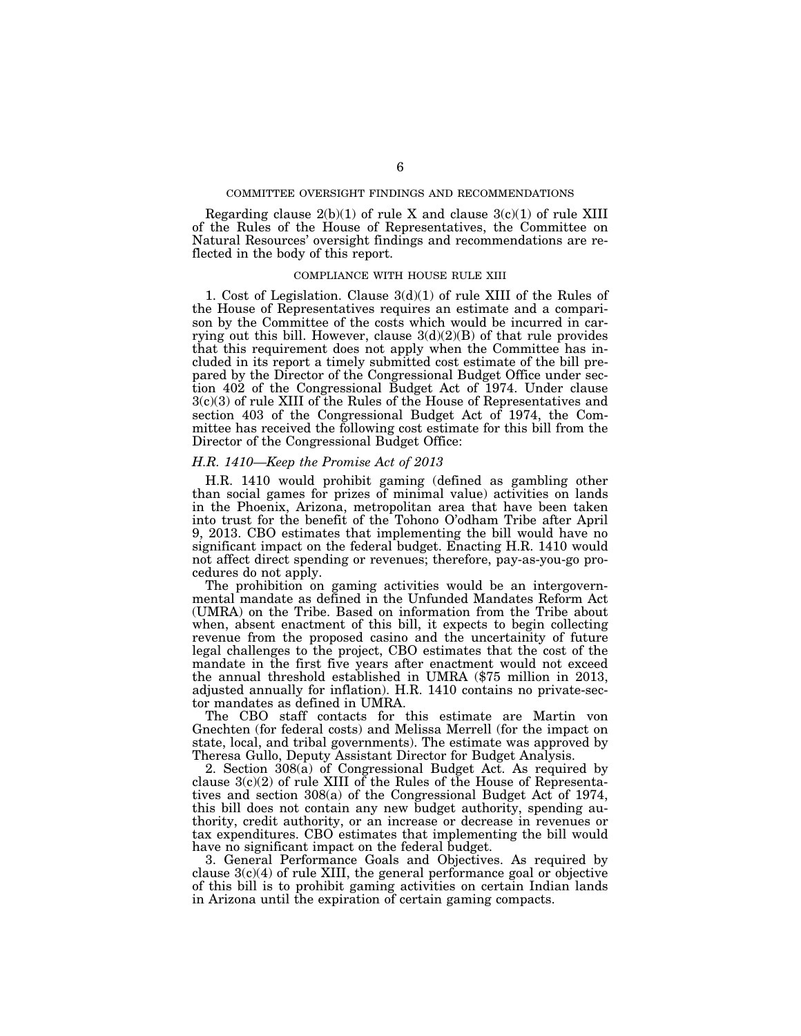## COMMITTEE OVERSIGHT FINDINGS AND RECOMMENDATIONS

Regarding clause 2(b)(1) of rule X and clause 3(c)(1) of rule XIII of the Rules of the House of Representatives, the Committee on Natural Resources' oversight findings and recommendations are reflected in the body of this report.

## COMPLIANCE WITH HOUSE RULE XIII

1. Cost of Legislation. Clause 3(d)(1) of rule XIII of the Rules of the House of Representatives requires an estimate and a comparison by the Committee of the costs which would be incurred in carrying out this bill. However, clause 3(d)(2)(B) of that rule provides that this requirement does not apply when the Committee has included in its report a timely submitted cost estimate of the bill prepared by the Director of the Congressional Budget Office under section 402 of the Congressional Budget Act of 1974. Under clause 3(c)(3) of rule XIII of the Rules of the House of Representatives and section 403 of the Congressional Budget Act of 1974, the Committee has received the following cost estimate for this bill from the Director of the Congressional Budget Office:

### *H.R. 1410—Keep the Promise Act of 2013*

H.R. 1410 would prohibit gaming (defined as gambling other than social games for prizes of minimal value) activities on lands in the Phoenix, Arizona, metropolitan area that have been taken into trust for the benefit of the Tohono O'odham Tribe after April 9, 2013. CBO estimates that implementing the bill would have no significant impact on the federal budget. Enacting H.R. 1410 would not affect direct spending or revenues; therefore, pay-as-you-go procedures do not apply.

The prohibition on gaming activities would be an intergovernmental mandate as defined in the Unfunded Mandates Reform Act (UMRA) on the Tribe. Based on information from the Tribe about when, absent enactment of this bill, it expects to begin collecting revenue from the proposed casino and the uncertainity of future legal challenges to the project, CBO estimates that the cost of the mandate in the first five years after enactment would not exceed the annual threshold established in UMRA ($75 million in 2013, adjusted annually for inflation). H.R. 1410 contains no private-sector mandates as defined in UMRA.

The CBO staff contacts for this estimate are Martin von Gnechten (for federal costs) and Melissa Merrell (for the impact on state, local, and tribal governments). The estimate was approved by Theresa Gullo, Deputy Assistant Director for Budget Analysis.

2. Section 308(a) of Congressional Budget Act. As required by clause 3(c)(2) of rule XIII of the Rules of the House of Representatives and section 308(a) of the Congressional Budget Act of 1974, this bill does not contain any new budget authority, spending authority, credit authority, or an increase or decrease in revenues or tax expenditures. CBO estimates that implementing the bill would have no significant impact on the federal budget.

3. General Performance Goals and Objectives. As required by clause 3(c)(4) of rule XIII, the general performance goal or objective of this bill is to prohibit gaming activities on certain Indian lands in Arizona until the expiration of certain gaming compacts.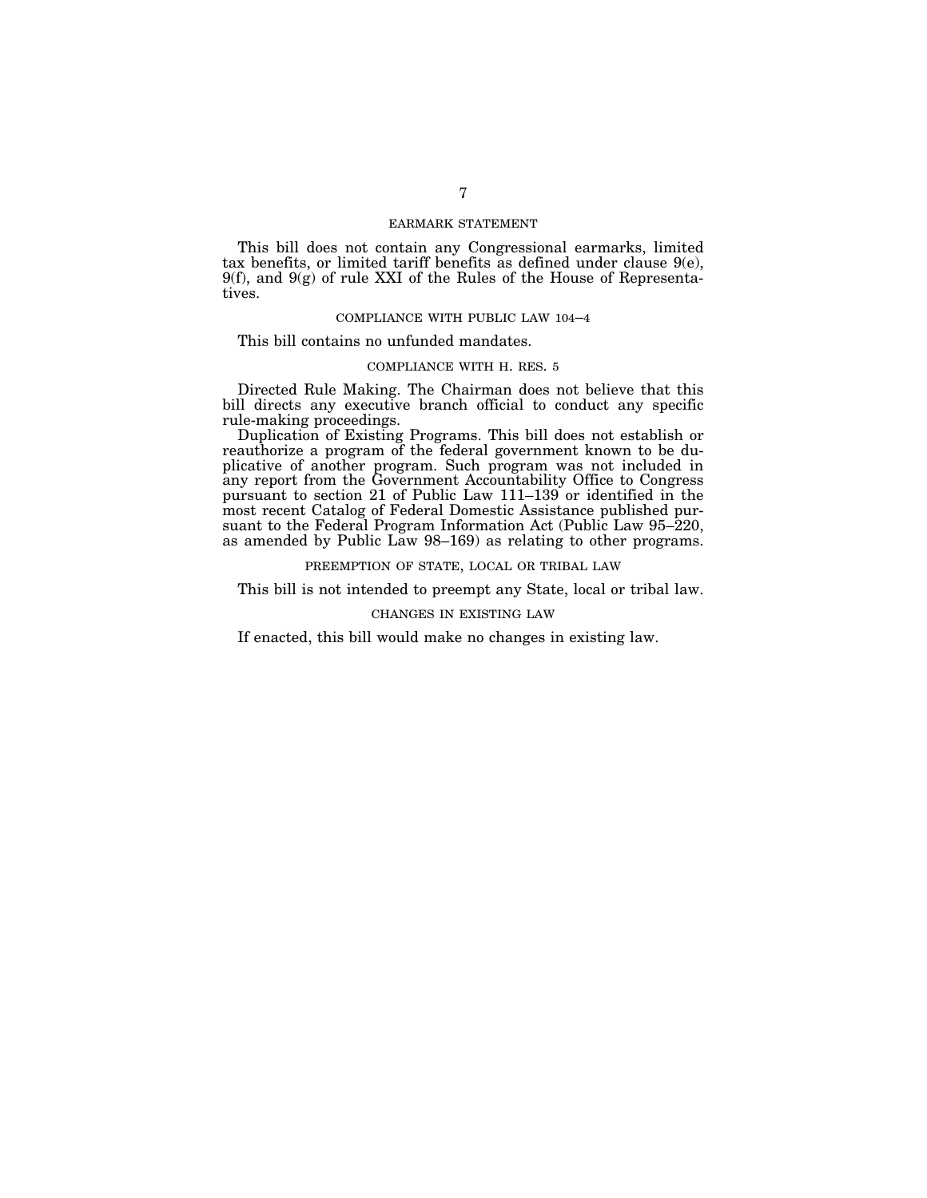## EARMARK STATEMENT

This bill does not contain any Congressional earmarks, limited tax benefits, or limited tariff benefits as defined under clause 9(e), 9(f), and 9(g) of rule XXI of the Rules of the House of Representatives.

## COMPLIANCE WITH PUBLIC LAW 104–4

This bill contains no unfunded mandates.

## COMPLIANCE WITH H. RES. 5

Directed Rule Making. The Chairman does not believe that this bill directs any executive branch official to conduct any specific rule-making proceedings.

Duplication of Existing Programs. This bill does not establish or reauthorize a program of the federal government known to be duplicative of another program. Such program was not included in any report from the Government Accountability Office to Congress pursuant to section 21 of Public Law 111–139 or identified in the most recent Catalog of Federal Domestic Assistance published pursuant to the Federal Program Information Act (Public Law 95–220, as amended by Public Law 98–169) as relating to other programs.

## PREEMPTION OF STATE, LOCAL OR TRIBAL LAW

This bill is not intended to preempt any State, local or tribal law.

## CHANGES IN EXISTING LAW

If enacted, this bill would make no changes in existing law.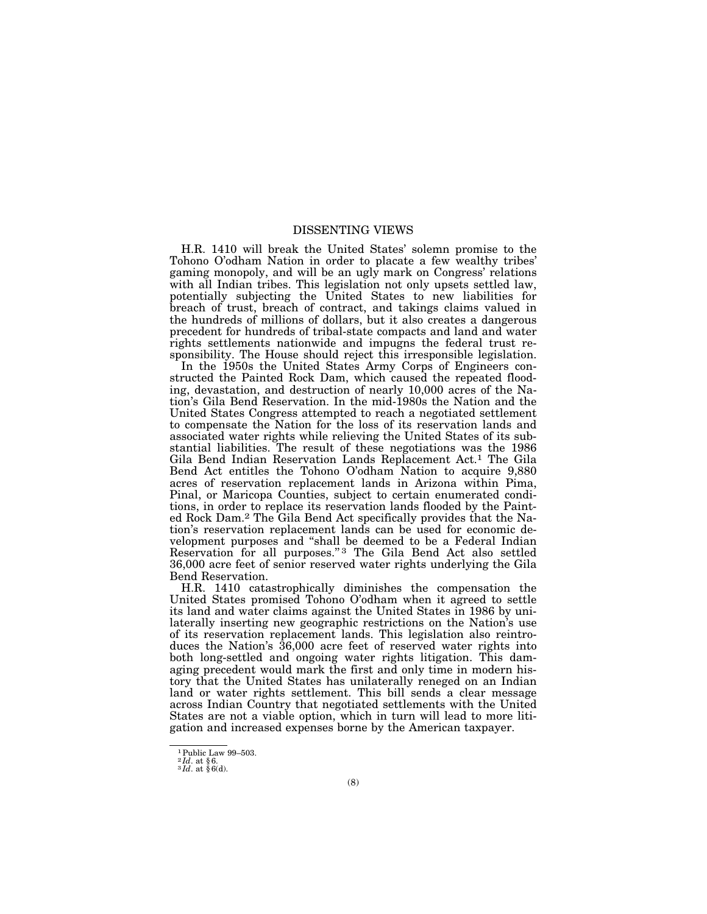# DISSENTING VIEWS

H.R. 1410 will break the United States' solemn promise to the Tohono O'odham Nation in order to placate a few wealthy tribes' gaming monopoly, and will be an ugly mark on Congress' relations with all Indian tribes. This legislation not only upsets settled law, potentially subjecting the United States to new liabilities for breach of trust, breach of contract, and takings claims valued in the hundreds of millions of dollars, but it also creates a dangerous precedent for hundreds of tribal-state compacts and land and water rights settlements nationwide and impugns the federal trust responsibility. The House should reject this irresponsible legislation.

In the 1950s the United States Army Corps of Engineers constructed the Painted Rock Dam, which caused the repeated flooding, devastation, and destruction of nearly 10,000 acres of the Nation's Gila Bend Reservation. In the mid-1980s the Nation and the United States Congress attempted to reach a negotiated settlement to compensate the Nation for the loss of its reservation lands and associated water rights while relieving the United States of its substantial liabilities. The result of these negotiations was the 1986 Gila Bend Indian Reservation Lands Replacement Act.[1] The Gila Bend Act entitles the Tohono O'odham Nation to acquire 9,880 acres of reservation replacement lands in Arizona within Pima, Pinal, or Maricopa Counties, subject to certain enumerated conditions, in order to replace its reservation lands flooded by the Painted Rock Dam.[2] The Gila Bend Act specifically provides that the Nation's reservation replacement lands can be used for economic development purposes and "shall be deemed to be a Federal Indian Reservation for all purposes."[3] The Gila Bend Act also settled 36,000 acre feet of senior reserved water rights underlying the Gila Bend Reservation.

H.R. 1410 catastrophically diminishes the compensation the United States promised Tohono O'odham when it agreed to settle its land and water claims against the United States in 1986 by unilaterally inserting new geographic restrictions on the Nation's use of its reservation replacement lands. This legislation also reintroduces the Nation's 36,000 acre feet of reserved water rights into both long-settled and ongoing water rights litigation. This damaging precedent would mark the first and only time in modern history that the United States has unilaterally reneged on an Indian land or water rights settlement. This bill sends a clear message across Indian Country that negotiated settlements with the United States are not a viable option, which in turn will lead to more litigation and increased expenses borne by the American taxpayer.

---

[1] Public Law 99–503.
[2] *Id*. at §6.
[3] *Id*. at §6(d).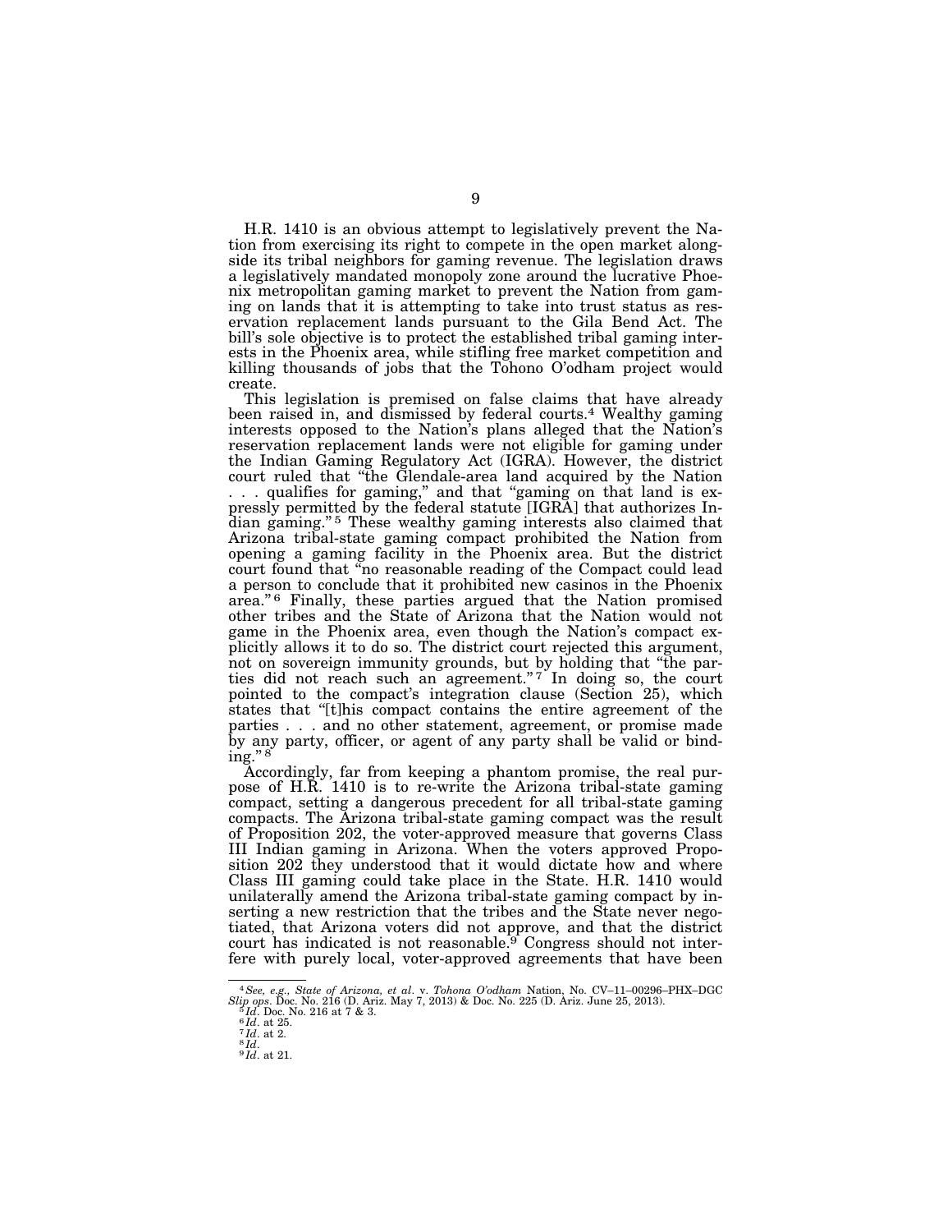H.R. 1410 is an obvious attempt to legislatively prevent the Nation from exercising its right to compete in the open market alongside its tribal neighbors for gaming revenue. The legislation draws a legislatively mandated monopoly zone around the lucrative Phoenix metropolitan gaming market to prevent the Nation from gaming on lands that it is attempting to take into trust status as reservation replacement lands pursuant to the Gila Bend Act. The bill's sole objective is to protect the established tribal gaming interests in the Phoenix area, while stifling free market competition and killing thousands of jobs that the Tohono O'odham project would create.

This legislation is premised on false claims that have already been raised in, and dismissed by federal courts.[4] Wealthy gaming interests opposed to the Nation's plans alleged that the Nation's reservation replacement lands were not eligible for gaming under the Indian Gaming Regulatory Act (IGRA). However, the district court ruled that "the Glendale-area land acquired by the Nation . . . qualifies for gaming," and that "gaming on that land is expressly permitted by the federal statute [IGRA] that authorizes Indian gaming."[5] These wealthy gaming interests also claimed that Arizona tribal-state gaming compact prohibited the Nation from opening a gaming facility in the Phoenix area. But the district court found that "no reasonable reading of the Compact could lead a person to conclude that it prohibited new casinos in the Phoenix area."[6] Finally, these parties argued that the Nation promised other tribes and the State of Arizona that the Nation would not game in the Phoenix area, even though the Nation's compact explicitly allows it to do so. The district court rejected this argument, not on sovereign immunity grounds, but by holding that "the parties did not reach such an agreement."[7] In doing so, the court pointed to the compact's integration clause (Section 25), which states that "[t]his compact contains the entire agreement of the parties . . . and no other statement, agreement, or promise made by any party, officer, or agent of any party shall be valid or binding."[8]

Accordingly, far from keeping a phantom promise, the real purpose of H.R. 1410 is to re-write the Arizona tribal-state gaming compact, setting a dangerous precedent for all tribal-state gaming compacts. The Arizona tribal-state gaming compact was the result of Proposition 202, the voter-approved measure that governs Class III Indian gaming in Arizona. When the voters approved Proposition 202 they understood that it would dictate how and where Class III gaming could take place in the State. H.R. 1410 would unilaterally amend the Arizona tribal-state gaming compact by inserting a new restriction that the tribes and the State never negotiated, that Arizona voters did not approve, and that the district court has indicated is not reasonable.[9] Congress should not interfere with purely local, voter-approved agreements that have been

---

[4] *See, e.g., State of Arizona, et al.* v. *Tohona O'odham* Nation, No. CV–11–00296–PHX–DGC *Slip ops*. Doc. No. 216 (D. Ariz. May 7, 2013) & Doc. No. 225 (D. Ariz. June 25, 2013).

[5] *Id*. Doc. No. 216 at 7 & 3.

[6] *Id*. at 25.

[7] *Id*. at 2.

[8] *Id*.

[9] *Id*. at 21.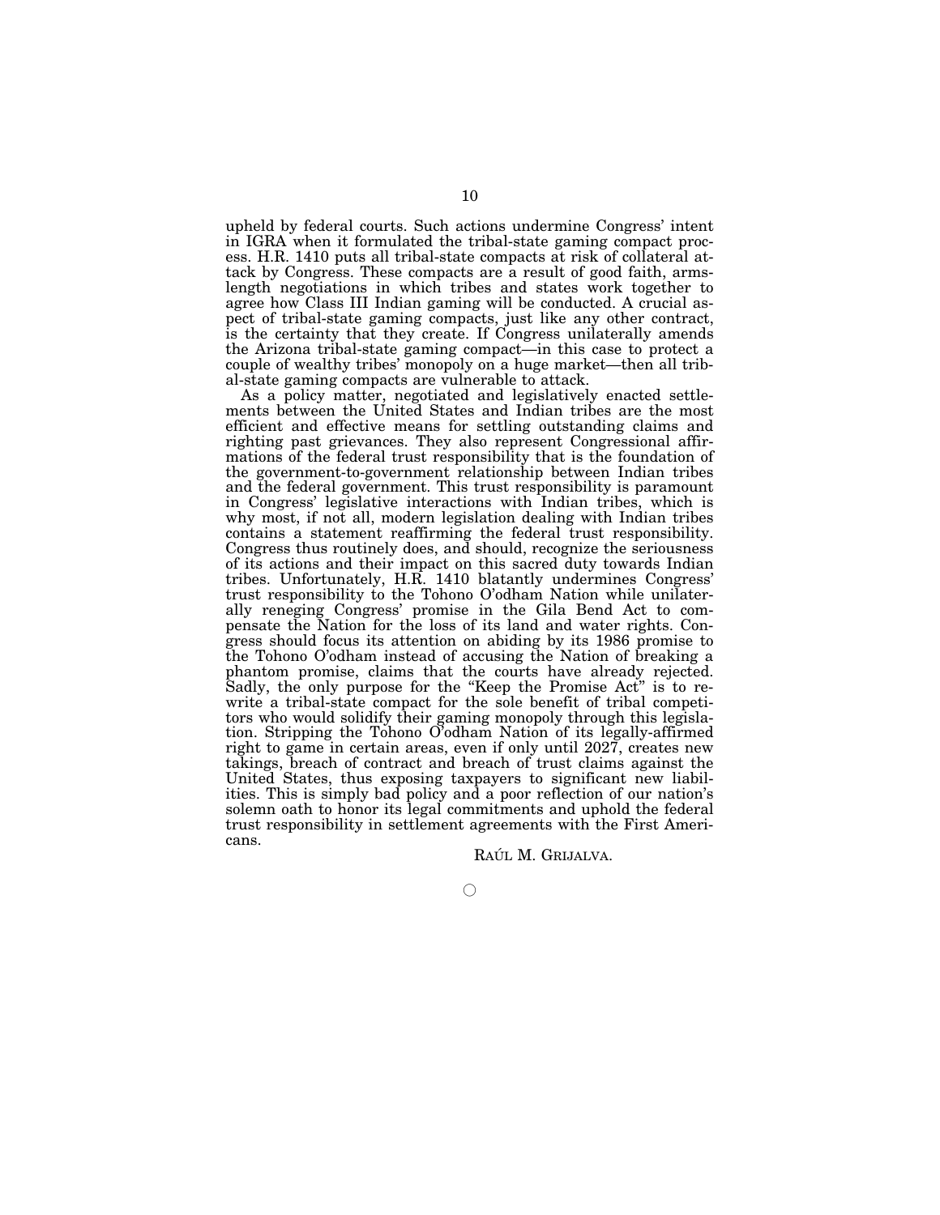upheld by federal courts. Such actions undermine Congress' intent in IGRA when it formulated the tribal-state gaming compact process. H.R. 1410 puts all tribal-state compacts at risk of collateral attack by Congress. These compacts are a result of good faith, arms-length negotiations in which tribes and states work together to agree how Class III Indian gaming will be conducted. A crucial aspect of tribal-state gaming compacts, just like any other contract, is the certainty that they create. If Congress unilaterally amends the Arizona tribal-state gaming compact—in this case to protect a couple of wealthy tribes' monopoly on a huge market—then all tribal-state gaming compacts are vulnerable to attack.

As a policy matter, negotiated and legislatively enacted settlements between the United States and Indian tribes are the most efficient and effective means for settling outstanding claims and righting past grievances. They also represent Congressional affirmations of the federal trust responsibility that is the foundation of the government-to-government relationship between Indian tribes and the federal government. This trust responsibility is paramount in Congress' legislative interactions with Indian tribes, which is why most, if not all, modern legislation dealing with Indian tribes contains a statement reaffirming the federal trust responsibility. Congress thus routinely does, and should, recognize the seriousness of its actions and their impact on this sacred duty towards Indian tribes. Unfortunately, H.R. 1410 blatantly undermines Congress' trust responsibility to the Tohono O'odham Nation while unilaterally reneging Congress' promise in the Gila Bend Act to compensate the Nation for the loss of its land and water rights. Congress should focus its attention on abiding by its 1986 promise to the Tohono O'odham instead of accusing the Nation of breaking a phantom promise, claims that the courts have already rejected. Sadly, the only purpose for the "Keep the Promise Act" is to rewrite a tribal-state compact for the sole benefit of tribal competitors who would solidify their gaming monopoly through this legislation. Stripping the Tohono O'odham Nation of its legally-affirmed right to game in certain areas, even if only until 2027, creates new takings, breach of contract and breach of trust claims against the United States, thus exposing taxpayers to significant new liabilities. This is simply bad policy and a poor reflection of our nation's solemn oath to honor its legal commitments and uphold the federal trust responsibility in settlement agreements with the First Americans.

RAÚL M. GRIJALVA.